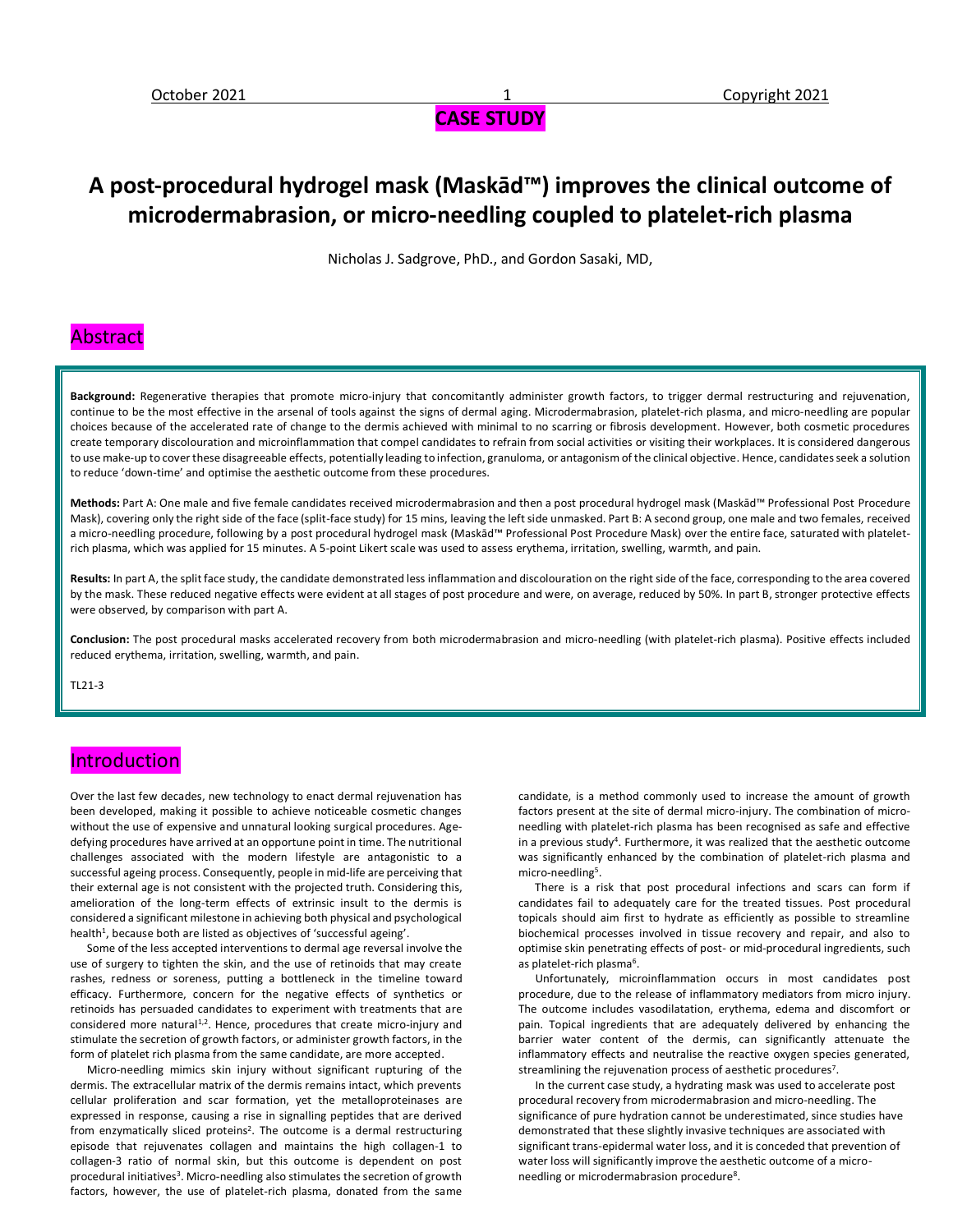**CASE STUDY**

# A post-procedural hydrogel mask (Maskād™) improves the clinical outcome of microdermabrasion, or micro-needling coupled to platelet-rich plasma

Nicholas J. Sadgrove, PhD., and Gordon Sasaki, MD,

## Abstract

**Background:** Regenerative therapies that promote micro-injury that concomitantly administer growth factors, to trigger dermal restructuring and rejuvenation, continue to be the most effective in the arsenal of tools against the signs of dermal aging. Microdermabrasion, platelet-rich plasma, and micro-needling are popular choices because of the accelerated rate of change to the dermis achieved with minimal to no scarring or fibrosis development. However, both cosmetic procedures create temporary discolouration and microinflammation that compel candidates to refrain from social activities or visiting their workplaces. It is considered dangerous to use make-up to cover these disagreeable effects, potentially leading to infection, granuloma, or antagonism of the clinical objective. Hence, candidates seek a solution to reduce 'down-time' and optimise the aesthetic outcome from these procedures.

**Methods:** Part A: One male and five female candidates received microdermabrasion and then a post procedural hydrogel mask (Maskād™ Professional Post Procedure Mask), covering only the right side of the face (split-face study) for 15 mins, leaving the left side unmasked. Part B: A second group, one male and two females, received a micro-needling procedure, following by a post procedural hydrogel mask (Maskād™ Professional Post Procedure Mask) over the entire face, saturated with platelet-rich plasma, which was applied for 15 minutes. A 5-point Likert scale was used to assess erythema, irritation, swelling, warmth, and pain.

**Results:** In part A, the split face study, the candidate demonstrated less inflammation and discolouration on the right side of the face, corresponding to the area covered by the mask. These reduced negative effects were evident at all stages of post procedure and were, on average, reduced by 50%. In part B, stronger protective effects were observed, by comparison with part A.

**Conclusion:** The post procedural masks accelerated recovery from both microdermabrasion and micro-needling (with platelet-rich plasma). Positive effects included reduced erythema, irritation, swelling, warmth, and pain.

TL21-3

## Introduction

Over the last few decades, new technology to enact dermal rejuvenation has been developed, making it possible to achieve noticeable cosmetic changes without the use of expensive and unnatural looking surgical procedures. Age-defying procedures have arrived at an opportune point in time. The nutritional challenges associated with the modern lifestyle are antagonistic to a successful ageing process. Consequently, people in mid-life are perceiving that their external age is not consistent with the projected truth. Considering this, amelioration of the long-term effects of extrinsic insult to the dermis is considered a significant milestone in achieving both physical and psychological health[1], because both are listed as objectives of 'successful ageing'.

Some of the less accepted interventions to dermal age reversal involve the use of surgery to tighten the skin, and the use of retinoids that may create rashes, redness or soreness, putting a bottleneck in the timeline toward efficacy. Furthermore, concern for the negative effects of synthetics or retinoids has persuaded candidates to experiment with treatments that are considered more natural[1,2]. Hence, procedures that create micro-injury and stimulate the secretion of growth factors, or administer growth factors, in the form of platelet rich plasma from the same candidate, are more accepted.

Micro-needling mimics skin injury without significant rupturing of the dermis. The extracellular matrix of the dermis remains intact, which prevents cellular proliferation and scar formation, yet the metalloproteinases are expressed in response, causing a rise in signalling peptides that are derived from enzymatically sliced proteins[2]. The outcome is a dermal restructuring episode that rejuvenates collagen and maintains the high collagen-1 to collagen-3 ratio of normal skin, but this outcome is dependent on post procedural initiatives[3]. Micro-needling also stimulates the secretion of growth factors, however, the use of platelet-rich plasma, donated from the same candidate, is a method commonly used to increase the amount of growth factors present at the site of dermal micro-injury. The combination of micro-needling with platelet-rich plasma has been recognised as safe and effective in a previous study[4]. Furthermore, it was realized that the aesthetic outcome was significantly enhanced by the combination of platelet-rich plasma and micro-needling[5].

There is a risk that post procedural infections and scars can form if candidates fail to adequately care for the treated tissues. Post procedural topicals should aim first to hydrate as efficiently as possible to streamline biochemical processes involved in tissue recovery and repair, and also to optimise skin penetrating effects of post- or mid-procedural ingredients, such as platelet-rich plasma[6].

Unfortunately, microinflammation occurs in most candidates post procedure, due to the release of inflammatory mediators from micro injury. The outcome includes vasodilatation, erythema, edema and discomfort or pain. Topical ingredients that are adequately delivered by enhancing the barrier water content of the dermis, can significantly attenuate the inflammatory effects and neutralise the reactive oxygen species generated, streamlining the rejuvenation process of aesthetic procedures[7].

In the current case study, a hydrating mask was used to accelerate post procedural recovery from microdermabrasion and micro-needling. The significance of pure hydration cannot be underestimated, since studies have demonstrated that these slightly invasive techniques are associated with significant trans-epidermal water loss, and it is conceded that prevention of water loss will significantly improve the aesthetic outcome of a micro-needling or microdermabrasion procedure[8].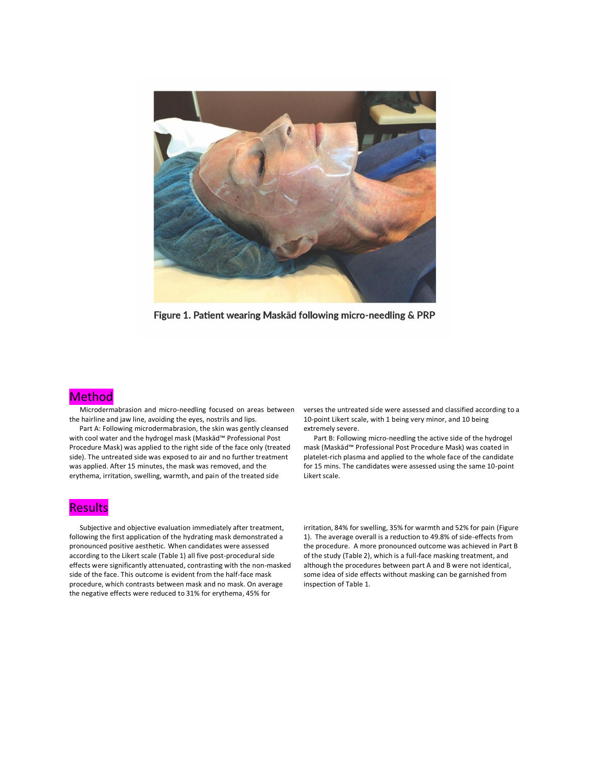Figure 1. Patient wearing Maskād following micro-needling & PRP

## Method

Microdermabrasion and micro-needling focused on areas between the hairline and jaw line, avoiding the eyes, nostrils and lips.

Part A: Following microdermabrasion, the skin was gently cleansed with cool water and the hydrogel mask (Maskād™ Professional Post Procedure Mask) was applied to the right side of the face only (treated side). The untreated side was exposed to air and no further treatment was applied. After 15 minutes, the mask was removed, and the erythema, irritation, swelling, warmth, and pain of the treated side verses the untreated side were assessed and classified according to a 10-point Likert scale, with 1 being very minor, and 10 being extremely severe.

Part B: Following micro-needling the active side of the hydrogel mask (Maskād™ Professional Post Procedure Mask) was coated in platelet-rich plasma and applied to the whole face of the candidate for 15 mins. The candidates were assessed using the same 10-point Likert scale.

## Results

Subjective and objective evaluation immediately after treatment, following the first application of the hydrating mask demonstrated a pronounced positive aesthetic. When candidates were assessed according to the Likert scale (Table 1) all five post-procedural side effects were significantly attenuated, contrasting with the non-masked side of the face. This outcome is evident from the half-face mask procedure, which contrasts between mask and no mask. On average the negative effects were reduced to 31% for erythema, 45% for irritation, 84% for swelling, 35% for warmth and 52% for pain (Figure 1). The average overall is a reduction to 49.8% of side-effects from the procedure. A more pronounced outcome was achieved in Part B of the study (Table 2), which is a full-face masking treatment, and although the procedures between part A and B were not identical, some idea of side effects without masking can be garnished from inspection of Table 1.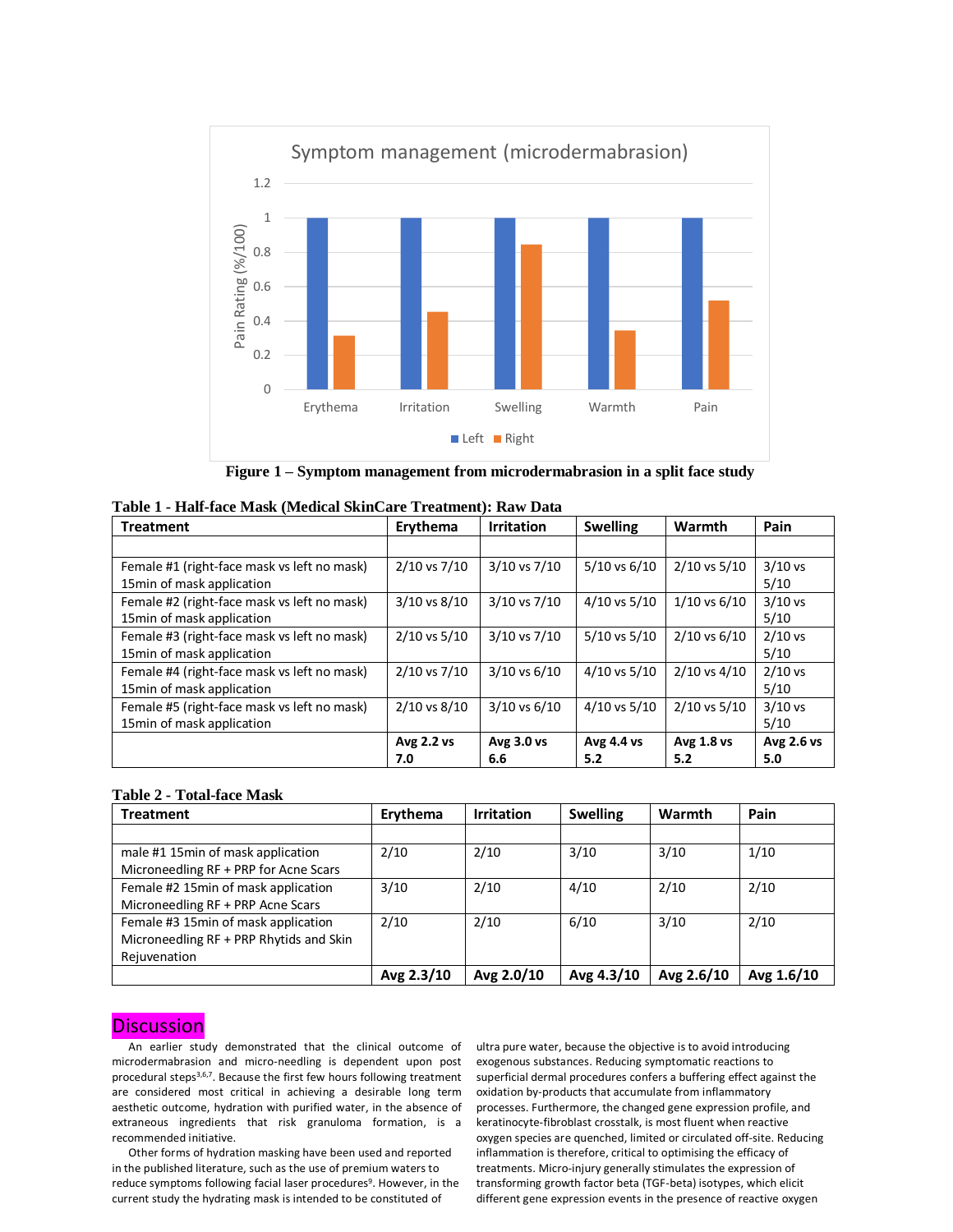Symptom management (microdermabrasion)

| | Erythema | Irritation | Swelling | Warmth | Pain |
|---|---|---|---|---|---|
| Left | 1 | 1 | 1 | 1 | 1 |
| Right | 0.31 | 0.45 | 0.84 | 0.34 | 0.52 |

**Figure 1 – Symptom management from microdermabrasion in a split face study**

**Table 1 - Half-face Mask (Medical SkinCare Treatment): Raw Data**

| Treatment | Erythema | Irritation | Swelling | Warmth | Pain |
|---|---|---|---|---|---|
| | | | | | |
| Female #1 (right-face mask vs left no mask) 15min of mask application | 2/10 vs 7/10 | 3/10 vs 7/10 | 5/10 vs 6/10 | 2/10 vs 5/10 | 3/10 vs 5/10 |
| Female #2 (right-face mask vs left no mask) 15min of mask application | 3/10 vs 8/10 | 3/10 vs 7/10 | 4/10 vs 5/10 | 1/10 vs 6/10 | 3/10 vs 5/10 |
| Female #3 (right-face mask vs left no mask) 15min of mask application | 2/10 vs 5/10 | 3/10 vs 7/10 | 5/10 vs 5/10 | 2/10 vs 6/10 | 2/10 vs 5/10 |
| Female #4 (right-face mask vs left no mask) 15min of mask application | 2/10 vs 7/10 | 3/10 vs 6/10 | 4/10 vs 5/10 | 2/10 vs 4/10 | 2/10 vs 5/10 |
| Female #5 (right-face mask vs left no mask) 15min of mask application | 2/10 vs 8/10 | 3/10 vs 6/10 | 4/10 vs 5/10 | 2/10 vs 5/10 | 3/10 vs 5/10 |
| | **Avg 2.2 vs 7.0** | **Avg 3.0 vs 6.6** | **Avg 4.4 vs 5.2** | **Avg 1.8 vs 5.2** | **Avg 2.6 vs 5.0** |

**Table 2 - Total-face Mask**

| Treatment | Erythema | Irritation | Swelling | Warmth | Pain |
|---|---|---|---|---|---|
| | | | | | |
| male #1 15min of mask application Microneedling RF + PRP for Acne Scars | 2/10 | 2/10 | 3/10 | 3/10 | 1/10 |
| Female #2 15min of mask application Microneedling RF + PRP Acne Scars | 3/10 | 2/10 | 4/10 | 2/10 | 2/10 |
| Female #3 15min of mask application Microneedling RF + PRP Rhytids and Skin Rejuvenation | 2/10 | 2/10 | 6/10 | 3/10 | 2/10 |
| | **Avg 2.3/10** | **Avg 2.0/10** | **Avg 4.3/10** | **Avg 2.6/10** | **Avg 1.6/10** |

## Discussion

An earlier study demonstrated that the clinical outcome of microdermabrasion and micro-needling is dependent upon post procedural steps[3,6,7]. Because the first few hours following treatment are considered most critical in achieving a desirable long term aesthetic outcome, hydration with purified water, in the absence of extraneous ingredients that risk granuloma formation, is a recommended initiative.

Other forms of hydration masking have been used and reported in the published literature, such as the use of premium waters to reduce symptoms following facial laser procedures[9]. However, in the current study the hydrating mask is intended to be constituted of ultra pure water, because the objective is to avoid introducing exogenous substances. Reducing symptomatic reactions to superficial dermal procedures confers a buffering effect against the oxidation by-products that accumulate from inflammatory processes. Furthermore, the changed gene expression profile, and keratinocyte-fibroblast crosstalk, is most fluent when reactive oxygen species are quenched, limited or circulated off-site. Reducing inflammation is therefore, critical to optimising the efficacy of treatments. Micro-injury generally stimulates the expression of transforming growth factor beta (TGF-beta) isotypes, which elicit different gene expression events in the presence of reactive oxygen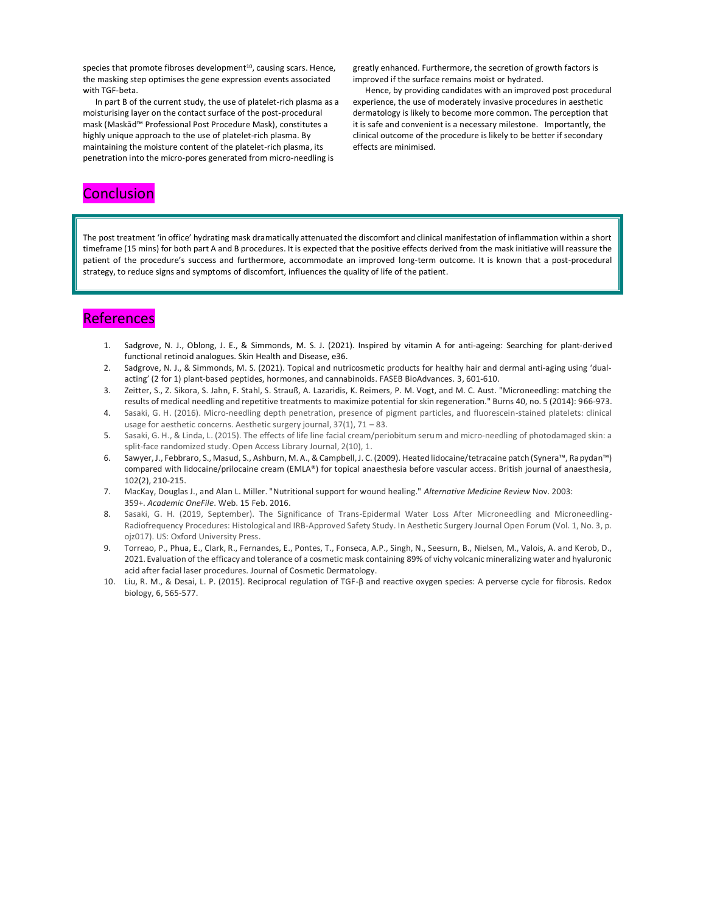species that promote fibroses development[10], causing scars. Hence, the masking step optimises the gene expression events associated with TGF-beta.

In part B of the current study, the use of platelet-rich plasma as a moisturising layer on the contact surface of the post-procedural mask (Maskād™ Professional Post Procedure Mask), constitutes a highly unique approach to the use of platelet-rich plasma. By maintaining the moisture content of the platelet-rich plasma, its penetration into the micro-pores generated from micro-needling is greatly enhanced. Furthermore, the secretion of growth factors is improved if the surface remains moist or hydrated.

Hence, by providing candidates with an improved post procedural experience, the use of moderately invasive procedures in aesthetic dermatology is likely to become more common. The perception that it is safe and convenient is a necessary milestone. Importantly, the clinical outcome of the procedure is likely to be better if secondary effects are minimised.

## Conclusion

The post treatment 'in office' hydrating mask dramatically attenuated the discomfort and clinical manifestation of inflammation within a short timeframe (15 mins) for both part A and B procedures. It is expected that the positive effects derived from the mask initiative will reassure the patient of the procedure's success and furthermore, accommodate an improved long-term outcome. It is known that a post-procedural strategy, to reduce signs and symptoms of discomfort, influences the quality of life of the patient.

## References

1. Sadgrove, N. J., Oblong, J. E., & Simmonds, M. S. J. (2021). Inspired by vitamin A for anti-ageing: Searching for plant-derived functional retinoid analogues. Skin Health and Disease, e36.
2. Sadgrove, N. J., & Simmonds, M. S. (2021). Topical and nutricosmetic products for healthy hair and dermal anti-aging using 'dual-acting' (2 for 1) plant-based peptides, hormones, and cannabinoids. FASEB BioAdvances. 3, 601-610.
3. Zeitter, S., Z. Sikora, S. Jahn, F. Stahl, S. Strauß, A. Lazaridis, K. Reimers, P. M. Vogt, and M. C. Aust. "Microneedling: matching the results of medical needling and repetitive treatments to maximize potential for skin regeneration." Burns 40, no. 5 (2014): 966-973.
4. Sasaki, G. H. (2016). Micro-needling depth penetration, presence of pigment particles, and fluorescein-stained platelets: clinical usage for aesthetic concerns. Aesthetic surgery journal, 37(1), 71 – 83.
5. Sasaki, G. H., & Linda, L. (2015). The effects of life line facial cream/periobitum serum and micro-needling of photodamaged skin: a split-face randomized study. Open Access Library Journal, 2(10), 1.
6. Sawyer, J., Febbraro, S., Masud, S., Ashburn, M. A., & Campbell, J. C. (2009). Heated lidocaine/tetracaine patch (Synera™, Rapydan™) compared with lidocaine/prilocaine cream (EMLA®) for topical anaesthesia before vascular access. British journal of anaesthesia, 102(2), 210-215.
7. MacKay, Douglas J., and Alan L. Miller. "Nutritional support for wound healing." *Alternative Medicine Review* Nov. 2003: 359+. *Academic OneFile*. Web. 15 Feb. 2016.
8. Sasaki, G. H. (2019, September). The Significance of Trans-Epidermal Water Loss After Microneedling and Microneedling-Radiofrequency Procedures: Histological and IRB-Approved Safety Study. In Aesthetic Surgery Journal Open Forum (Vol. 1, No. 3, p. ojz017). US: Oxford University Press.
9. Torreao, P., Phua, E., Clark, R., Fernandes, E., Pontes, T., Fonseca, A.P., Singh, N., Seesurn, B., Nielsen, M., Valois, A. and Kerob, D., 2021. Evaluation of the efficacy and tolerance of a cosmetic mask containing 89% of vichy volcanic mineralizing water and hyaluronic acid after facial laser procedures. Journal of Cosmetic Dermatology.
10. Liu, R. M., & Desai, L. P. (2015). Reciprocal regulation of TGF-β and reactive oxygen species: A perverse cycle for fibrosis. Redox biology, 6, 565-577.